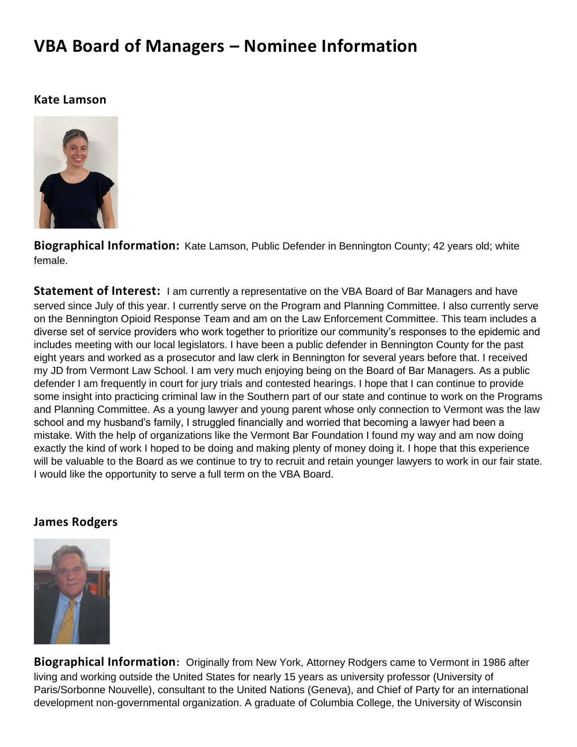# VBA Board of Managers – Nominee Information

### Kate Lamson

**Biographical Information:** Kate Lamson, Public Defender in Bennington County; 42 years old; white female.

**Statement of Interest:** I am currently a representative on the VBA Board of Bar Managers and have served since July of this year. I currently serve on the Program and Planning Committee. I also currently serve on the Bennington Opioid Response Team and am on the Law Enforcement Committee. This team includes a diverse set of service providers who work together to prioritize our community's responses to the epidemic and includes meeting with our local legislators. I have been a public defender in Bennington County for the past eight years and worked as a prosecutor and law clerk in Bennington for several years before that. I received my JD from Vermont Law School. I am very much enjoying being on the Board of Bar Managers. As a public defender I am frequently in court for jury trials and contested hearings. I hope that I can continue to provide some insight into practicing criminal law in the Southern part of our state and continue to work on the Programs and Planning Committee. As a young lawyer and young parent whose only connection to Vermont was the law school and my husband's family, I struggled financially and worried that becoming a lawyer had been a mistake. With the help of organizations like the Vermont Bar Foundation I found my way and am now doing exactly the kind of work I hoped to be doing and making plenty of money doing it. I hope that this experience will be valuable to the Board as we continue to try to recruit and retain younger lawyers to work in our fair state. I would like the opportunity to serve a full term on the VBA Board.

### James Rodgers

**Biographical Information:** Originally from New York, Attorney Rodgers came to Vermont in 1986 after living and working outside the United States for nearly 15 years as university professor (University of Paris/Sorbonne Nouvelle), consultant to the United Nations (Geneva), and Chief of Party for an international development non-governmental organization. A graduate of Columbia College, the University of Wisconsin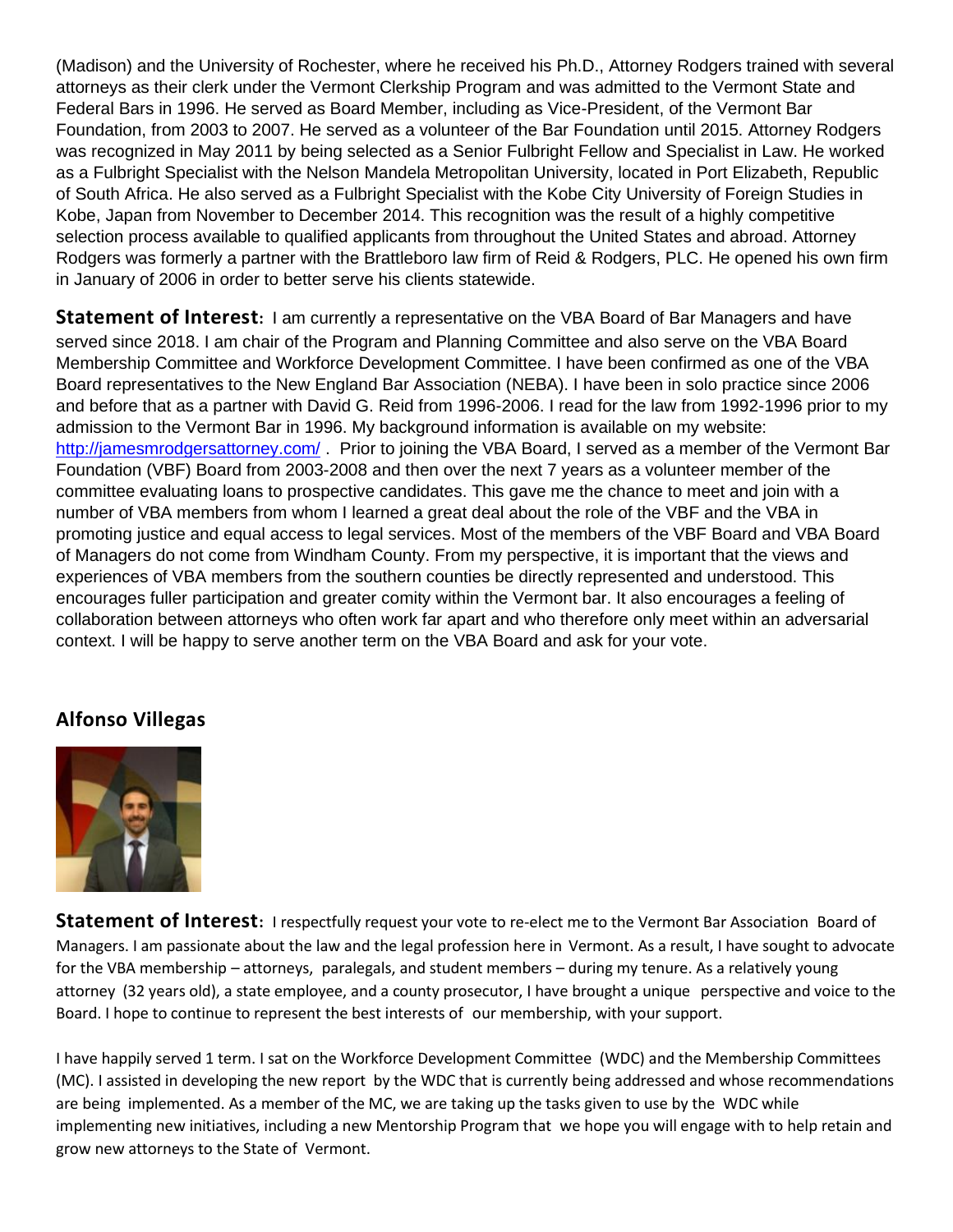(Madison) and the University of Rochester, where he received his Ph.D., Attorney Rodgers trained with several attorneys as their clerk under the Vermont Clerkship Program and was admitted to the Vermont State and Federal Bars in 1996. He served as Board Member, including as Vice-President, of the Vermont Bar Foundation, from 2003 to 2007. He served as a volunteer of the Bar Foundation until 2015. Attorney Rodgers was recognized in May 2011 by being selected as a Senior Fulbright Fellow and Specialist in Law. He worked as a Fulbright Specialist with the Nelson Mandela Metropolitan University, located in Port Elizabeth, Republic of South Africa. He also served as a Fulbright Specialist with the Kobe City University of Foreign Studies in Kobe, Japan from November to December 2014. This recognition was the result of a highly competitive selection process available to qualified applicants from throughout the United States and abroad. Attorney Rodgers was formerly a partner with the Brattleboro law firm of Reid & Rodgers, PLC. He opened his own firm in January of 2006 in order to better serve his clients statewide.

**Statement of Interest:** I am currently a representative on the VBA Board of Bar Managers and have served since 2018. I am chair of the Program and Planning Committee and also serve on the VBA Board Membership Committee and Workforce Development Committee. I have been confirmed as one of the VBA Board representatives to the New England Bar Association (NEBA). I have been in solo practice since 2006 and before that as a partner with David G. Reid from 1996-2006. I read for the law from 1992-1996 prior to my admission to the Vermont Bar in 1996. My background information is available on my website: [http://jamesmrodgersattorney.com/](http://jamesmrodgersattorney.com/) . Prior to joining the VBA Board, I served as a member of the Vermont Bar Foundation (VBF) Board from 2003-2008 and then over the next 7 years as a volunteer member of the committee evaluating loans to prospective candidates. This gave me the chance to meet and join with a number of VBA members from whom I learned a great deal about the role of the VBF and the VBA in promoting justice and equal access to legal services. Most of the members of the VBF Board and VBA Board of Managers do not come from Windham County. From my perspective, it is important that the views and experiences of VBA members from the southern counties be directly represented and understood. This encourages fuller participation and greater comity within the Vermont bar. It also encourages a feeling of collaboration between attorneys who often work far apart and who therefore only meet within an adversarial context. I will be happy to serve another term on the VBA Board and ask for your vote.

## Alfonso Villegas

**Statement of Interest:** I respectfully request your vote to re-elect me to the Vermont Bar Association Board of Managers. I am passionate about the law and the legal profession here in Vermont. As a result, I have sought to advocate for the VBA membership – attorneys, paralegals, and student members – during my tenure. As a relatively young attorney (32 years old), a state employee, and a county prosecutor, I have brought a unique perspective and voice to the Board. I hope to continue to represent the best interests of our membership, with your support.

I have happily served 1 term. I sat on the Workforce Development Committee (WDC) and the Membership Committees (MC). I assisted in developing the new report by the WDC that is currently being addressed and whose recommendations are being implemented. As a member of the MC, we are taking up the tasks given to use by the WDC while implementing new initiatives, including a new Mentorship Program that we hope you will engage with to help retain and grow new attorneys to the State of Vermont.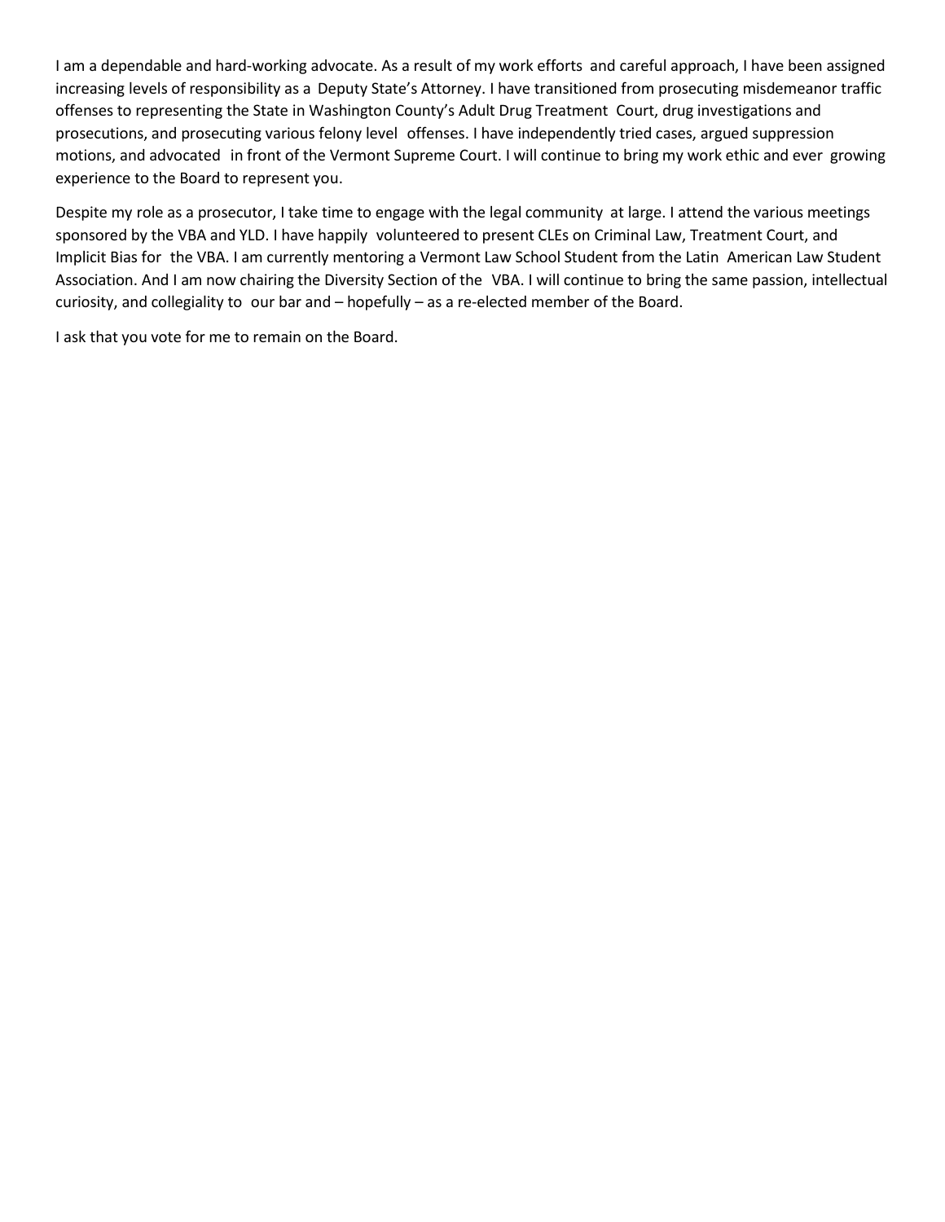I am a dependable and hard-working advocate. As a result of my work efforts and careful approach, I have been assigned increasing levels of responsibility as a Deputy State's Attorney. I have transitioned from prosecuting misdemeanor traffic offenses to representing the State in Washington County's Adult Drug Treatment Court, drug investigations and prosecutions, and prosecuting various felony level offenses. I have independently tried cases, argued suppression motions, and advocated in front of the Vermont Supreme Court. I will continue to bring my work ethic and ever growing experience to the Board to represent you.

Despite my role as a prosecutor, I take time to engage with the legal community at large. I attend the various meetings sponsored by the VBA and YLD. I have happily volunteered to present CLEs on Criminal Law, Treatment Court, and Implicit Bias for the VBA. I am currently mentoring a Vermont Law School Student from the Latin American Law Student Association. And I am now chairing the Diversity Section of the VBA. I will continue to bring the same passion, intellectual curiosity, and collegiality to our bar and – hopefully – as a re-elected member of the Board.

I ask that you vote for me to remain on the Board.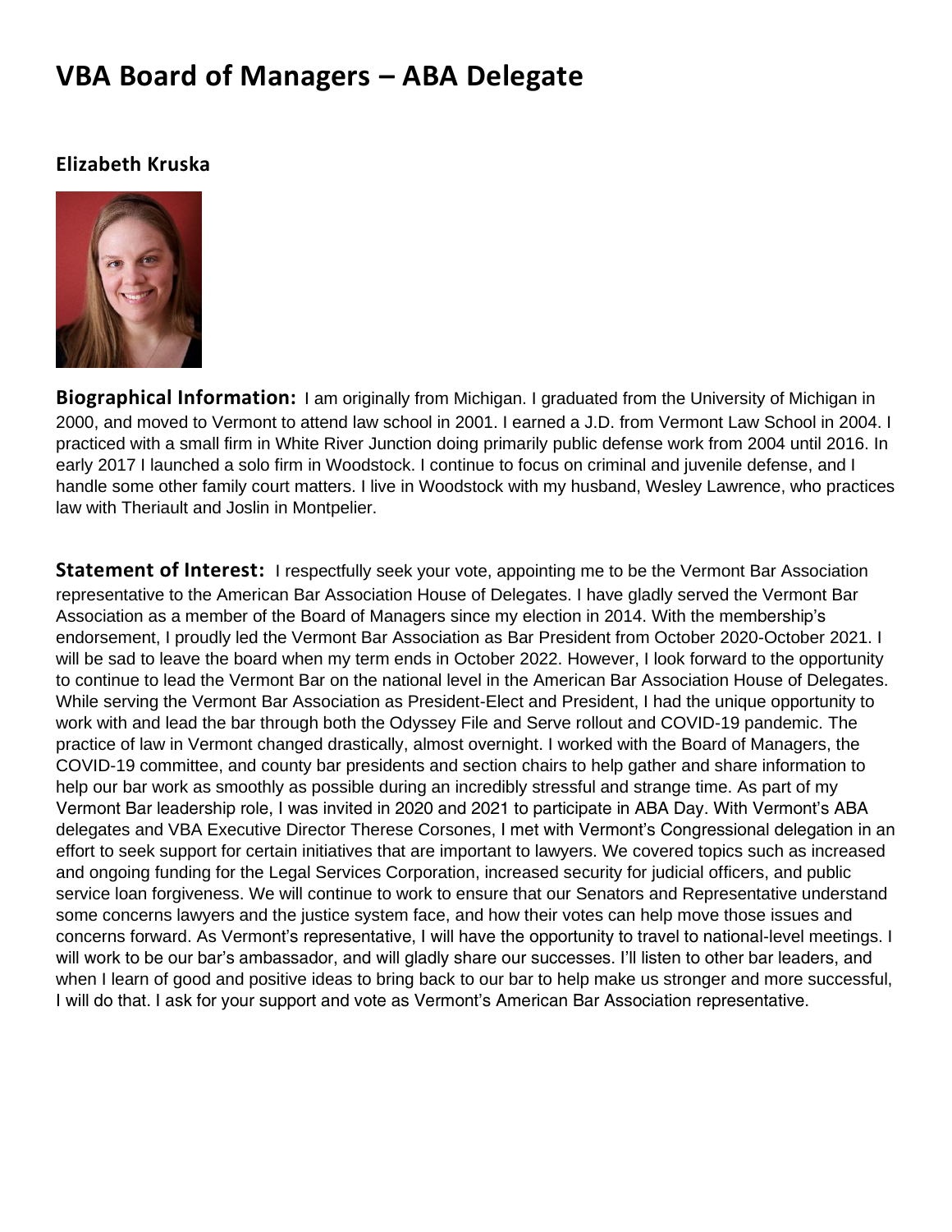# VBA Board of Managers – ABA Delegate

### Elizabeth Kruska

**Biographical Information:** I am originally from Michigan. I graduated from the University of Michigan in 2000, and moved to Vermont to attend law school in 2001. I earned a J.D. from Vermont Law School in 2004. I practiced with a small firm in White River Junction doing primarily public defense work from 2004 until 2016. In early 2017 I launched a solo firm in Woodstock. I continue to focus on criminal and juvenile defense, and I handle some other family court matters. I live in Woodstock with my husband, Wesley Lawrence, who practices law with Theriault and Joslin in Montpelier.

**Statement of Interest:** I respectfully seek your vote, appointing me to be the Vermont Bar Association representative to the American Bar Association House of Delegates. I have gladly served the Vermont Bar Association as a member of the Board of Managers since my election in 2014. With the membership's endorsement, I proudly led the Vermont Bar Association as Bar President from October 2020-October 2021. I will be sad to leave the board when my term ends in October 2022. However, I look forward to the opportunity to continue to lead the Vermont Bar on the national level in the American Bar Association House of Delegates. While serving the Vermont Bar Association as President-Elect and President, I had the unique opportunity to work with and lead the bar through both the Odyssey File and Serve rollout and COVID-19 pandemic. The practice of law in Vermont changed drastically, almost overnight. I worked with the Board of Managers, the COVID-19 committee, and county bar presidents and section chairs to help gather and share information to help our bar work as smoothly as possible during an incredibly stressful and strange time. As part of my Vermont Bar leadership role, I was invited in 2020 and 2021 to participate in ABA Day. With Vermont's ABA delegates and VBA Executive Director Therese Corsones, I met with Vermont's Congressional delegation in an effort to seek support for certain initiatives that are important to lawyers. We covered topics such as increased and ongoing funding for the Legal Services Corporation, increased security for judicial officers, and public service loan forgiveness. We will continue to work to ensure that our Senators and Representative understand some concerns lawyers and the justice system face, and how their votes can help move those issues and concerns forward. As Vermont's representative, I will have the opportunity to travel to national-level meetings. I will work to be our bar's ambassador, and will gladly share our successes. I'll listen to other bar leaders, and when I learn of good and positive ideas to bring back to our bar to help make us stronger and more successful, I will do that. I ask for your support and vote as Vermont's American Bar Association representative.